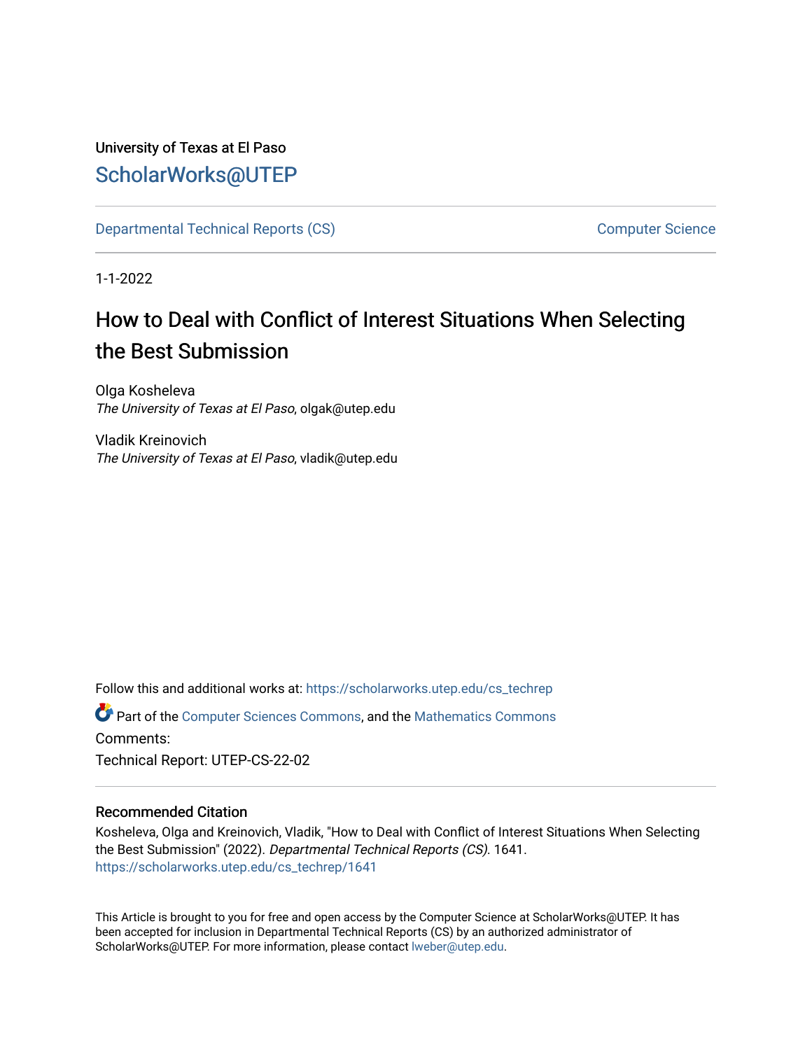University of Texas at El Paso

ScholarWorks@UTEP

Departmental Technical Reports (CS)

Computer Science

1-1-2022

# How to Deal with Conflict of Interest Situations When Selecting the Best Submission

Olga Kosheleva
*The University of Texas at El Paso*, olgak@utep.edu

Vladik Kreinovich
*The University of Texas at El Paso*, vladik@utep.edu

Follow this and additional works at: https://scholarworks.utep.edu/cs_techrep

Part of the Computer Sciences Commons, and the Mathematics Commons

Comments:

Technical Report: UTEP-CS-22-02

### Recommended Citation

Kosheleva, Olga and Kreinovich, Vladik, "How to Deal with Conflict of Interest Situations When Selecting the Best Submission" (2022). *Departmental Technical Reports (CS)*. 1641.
https://scholarworks.utep.edu/cs_techrep/1641

This Article is brought to you for free and open access by the Computer Science at ScholarWorks@UTEP. It has been accepted for inclusion in Departmental Technical Reports (CS) by an authorized administrator of ScholarWorks@UTEP. For more information, please contact lweber@utep.edu.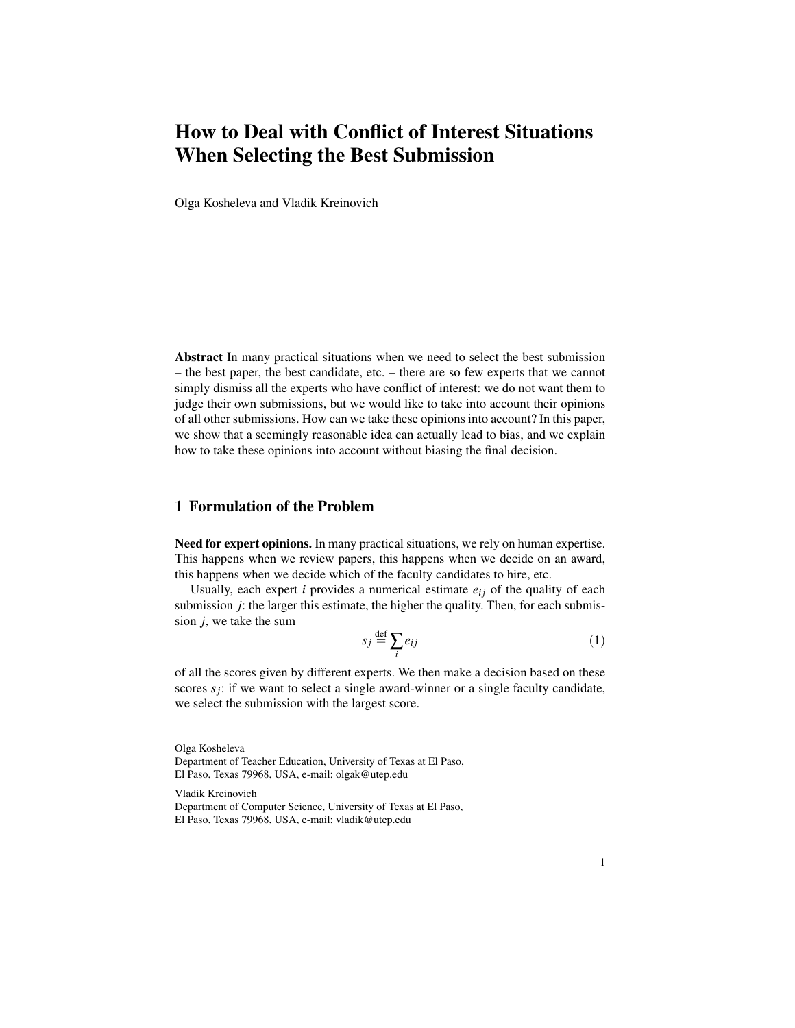# How to Deal with Conflict of Interest Situations When Selecting the Best Submission

Olga Kosheleva and Vladik Kreinovich

**Abstract** In many practical situations when we need to select the best submission – the best paper, the best candidate, etc. – there are so few experts that we cannot simply dismiss all the experts who have conflict of interest: we do not want them to judge their own submissions, but we would like to take into account their opinions of all other submissions. How can we take these opinions into account? In this paper, we show that a seemingly reasonable idea can actually lead to bias, and we explain how to take these opinions into account without biasing the final decision.

## 1 Formulation of the Problem

**Need for expert opinions.** In many practical situations, we rely on human expertise. This happens when we review papers, this happens when we decide on an award, this happens when we decide which of the faculty candidates to hire, etc.

Usually, each expert $i$ provides a numerical estimate $e_{ij}$ of the quality of each submission $j$: the larger this estimate, the higher the quality. Then, for each submission $j$, we take the sum

$$s_j \stackrel{\text{def}}{=} \sum_i e_{ij} \tag{1}$$

of all the scores given by different experts. We then make a decision based on these scores $s_j$: if we want to select a single award-winner or a single faculty candidate, we select the submission with the largest score.

---

Olga Kosheleva
Department of Teacher Education, University of Texas at El Paso,
El Paso, Texas 79968, USA, e-mail: olgak@utep.edu

Vladik Kreinovich
Department of Computer Science, University of Texas at El Paso,
El Paso, Texas 79968, USA, e-mail: vladik@utep.edu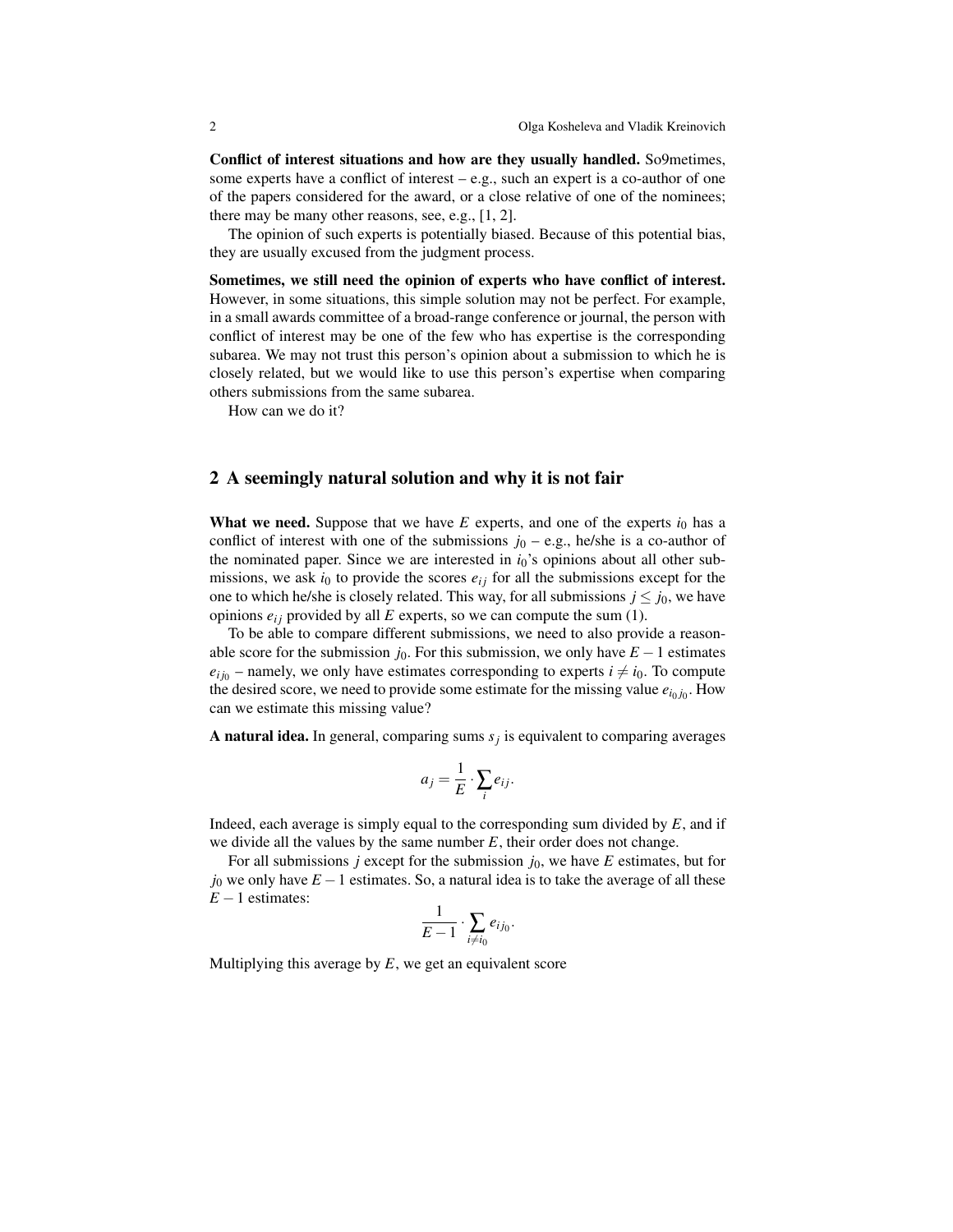**Conflict of interest situations and how are they usually handled.** So9metimes, some experts have a conflict of interest – e.g., such an expert is a co-author of one of the papers considered for the award, or a close relative of one of the nominees; there may be many other reasons, see, e.g., [1, 2].

The opinion of such experts is potentially biased. Because of this potential bias, they are usually excused from the judgment process.

**Sometimes, we still need the opinion of experts who have conflict of interest.** However, in some situations, this simple solution may not be perfect. For example, in a small awards committee of a broad-range conference or journal, the person with conflict of interest may be one of the few who has expertise is the corresponding subarea. We may not trust this person's opinion about a submission to which he is closely related, but we would like to use this person's expertise when comparing others submissions from the same subarea.

How can we do it?

## 2 A seemingly natural solution and why it is not fair

**What we need.** Suppose that we have $E$ experts, and one of the experts $i_0$ has a conflict of interest with one of the submissions $j_0$ – e.g., he/she is a co-author of the nominated paper. Since we are interested in $i_0$'s opinions about all other submissions, we ask $i_0$ to provide the scores $e_{ij}$ for all the submissions except for the one to which he/she is closely related. This way, for all submissions $j \leq j_0$, we have opinions $e_{ij}$ provided by all $E$ experts, so we can compute the sum (1).

To be able to compare different submissions, we need to also provide a reasonable score for the submission $j_0$. For this submission, we only have $E-1$ estimates $e_{ij_0}$ – namely, we only have estimates corresponding to experts $i \neq i_0$. To compute the desired score, we need to provide some estimate for the missing value $e_{i_0 j_0}$. How can we estimate this missing value?

**A natural idea.** In general, comparing sums $s_j$ is equivalent to comparing averages

$$a_j = \frac{1}{E} \cdot \sum_i e_{ij}.$$

Indeed, each average is simply equal to the corresponding sum divided by $E$, and if we divide all the values by the same number $E$, their order does not change.

For all submissions $j$ except for the submission $j_0$, we have $E$ estimates, but for $j_0$ we only have $E-1$ estimates. So, a natural idea is to take the average of all these $E-1$ estimates:

$$\frac{1}{E-1} \cdot \sum_{i \neq i_0} e_{ij_0}.$$

Multiplying this average by $E$, we get an equivalent score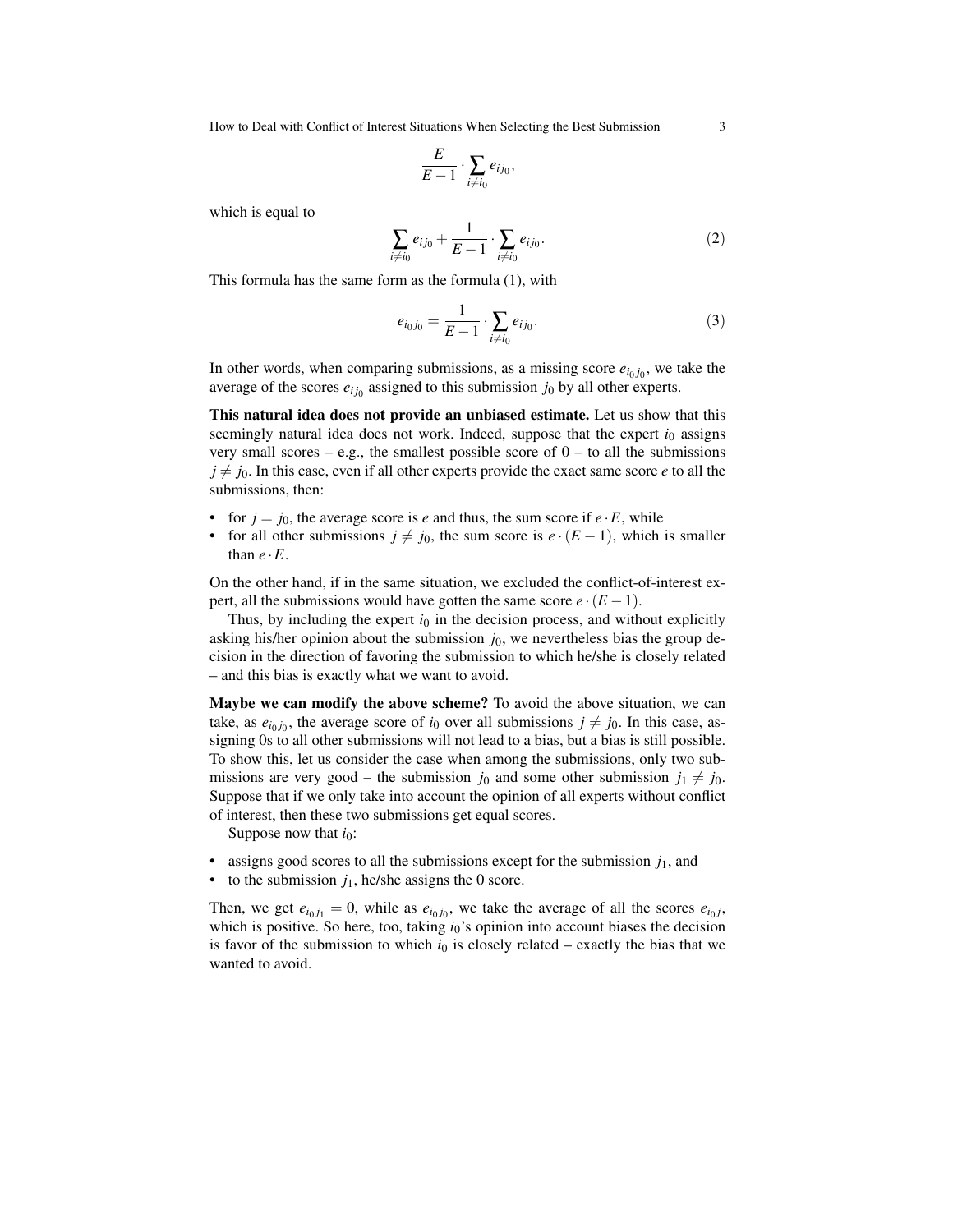$$\frac{E}{E-1} \cdot \sum_{i \neq i_0} e_{ij_0},$$

which is equal to

$$\sum_{i \neq i_0} e_{ij_0} + \frac{1}{E-1} \cdot \sum_{i \neq i_0} e_{ij_0}. \tag{2}$$

This formula has the same form as the formula (1), with

$$e_{i_0 j_0} = \frac{1}{E-1} \cdot \sum_{i \neq i_0} e_{ij_0}. \tag{3}$$

In other words, when comparing submissions, as a missing score $e_{i_0 j_0}$, we take the average of the scores $e_{ij_0}$ assigned to this submission $j_0$ by all other experts.

**This natural idea does not provide an unbiased estimate.** Let us show that this seemingly natural idea does not work. Indeed, suppose that the expert $i_0$ assigns very small scores – e.g., the smallest possible score of 0 – to all the submissions $j \neq j_0$. In this case, even if all other experts provide the exact same score $e$ to all the submissions, then:

- for $j = j_0$, the average score is $e$ and thus, the sum score if $e \cdot E$, while
- for all other submissions $j \neq j_0$, the sum score is $e \cdot (E-1)$, which is smaller than $e \cdot E$.

On the other hand, if in the same situation, we excluded the conflict-of-interest expert, all the submissions would have gotten the same score $e \cdot (E-1)$.

Thus, by including the expert $i_0$ in the decision process, and without explicitly asking his/her opinion about the submission $j_0$, we nevertheless bias the group decision in the direction of favoring the submission to which he/she is closely related – and this bias is exactly what we want to avoid.

**Maybe we can modify the above scheme?** To avoid the above situation, we can take, as $e_{i_0 j_0}$, the average score of $i_0$ over all submissions $j \neq j_0$. In this case, assigning 0s to all other submissions will not lead to a bias, but a bias is still possible. To show this, let us consider the case when among the submissions, only two submissions are very good – the submission $j_0$ and some other submission $j_1 \neq j_0$. Suppose that if we only take into account the opinion of all experts without conflict of interest, then these two submissions get equal scores.

Suppose now that $i_0$:

- assigns good scores to all the submissions except for the submission $j_1$, and
- to the submission $j_1$, he/she assigns the 0 score.

Then, we get $e_{i_0 j_1} = 0$, while as $e_{i_0 j_0}$, we take the average of all the scores $e_{i_0 j}$, which is positive. So here, too, taking $i_0$'s opinion into account biases the decision is favor of the submission to which $i_0$ is closely related – exactly the bias that we wanted to avoid.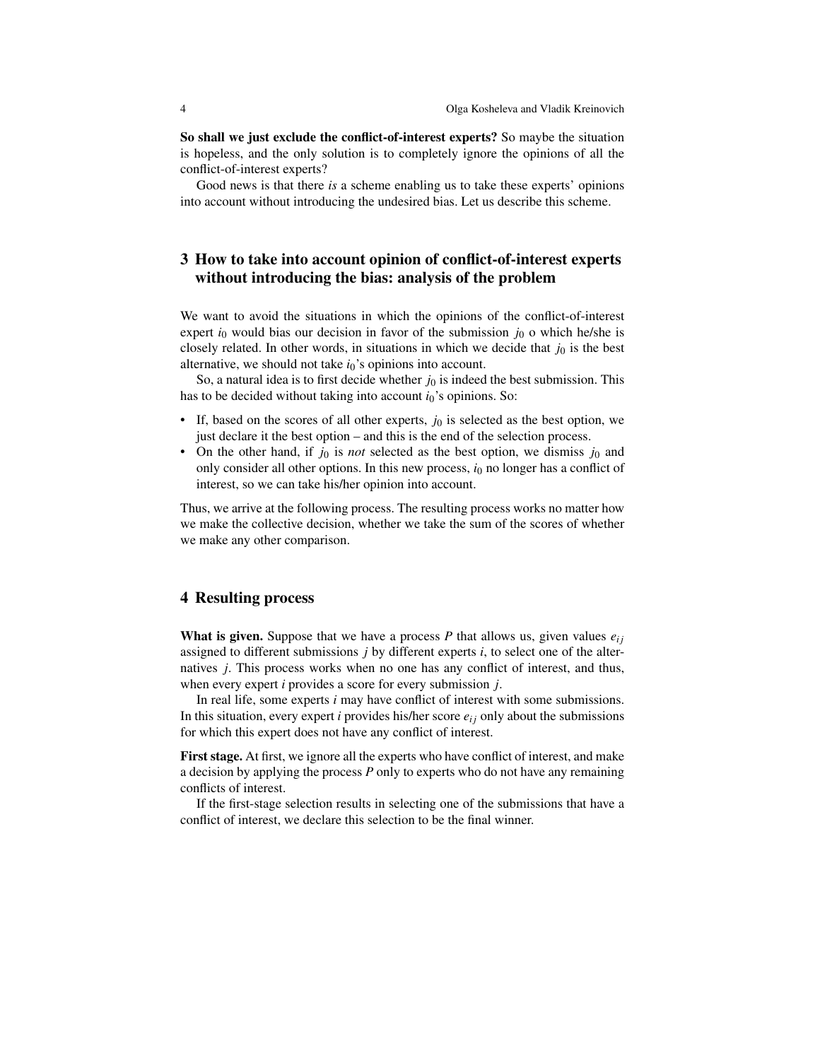**So shall we just exclude the conflict-of-interest experts?** So maybe the situation is hopeless, and the only solution is to completely ignore the opinions of all the conflict-of-interest experts?

Good news is that there *is* a scheme enabling us to take these experts' opinions into account without introducing the undesired bias. Let us describe this scheme.

## 3 How to take into account opinion of conflict-of-interest experts without introducing the bias: analysis of the problem

We want to avoid the situations in which the opinions of the conflict-of-interest expert $i_0$ would bias our decision in favor of the submission $j_0$ o which he/she is closely related. In other words, in situations in which we decide that $j_0$ is the best alternative, we should not take $i_0$'s opinions into account.

So, a natural idea is to first decide whether $j_0$ is indeed the best submission. This has to be decided without taking into account $i_0$'s opinions. So:

- If, based on the scores of all other experts, $j_0$ is selected as the best option, we just declare it the best option – and this is the end of the selection process.
- On the other hand, if $j_0$ is *not* selected as the best option, we dismiss $j_0$ and only consider all other options. In this new process, $i_0$ no longer has a conflict of interest, so we can take his/her opinion into account.

Thus, we arrive at the following process. The resulting process works no matter how we make the collective decision, whether we take the sum of the scores of whether we make any other comparison.

## 4 Resulting process

**What is given.** Suppose that we have a process $P$ that allows us, given values $e_{ij}$ assigned to different submissions $j$ by different experts $i$, to select one of the alternatives $j$. This process works when no one has any conflict of interest, and thus, when every expert $i$ provides a score for every submission $j$.

In real life, some experts $i$ may have conflict of interest with some submissions. In this situation, every expert $i$ provides his/her score $e_{ij}$ only about the submissions for which this expert does not have any conflict of interest.

**First stage.** At first, we ignore all the experts who have conflict of interest, and make a decision by applying the process $P$ only to experts who do not have any remaining conflicts of interest.

If the first-stage selection results in selecting one of the submissions that have a conflict of interest, we declare this selection to be the final winner.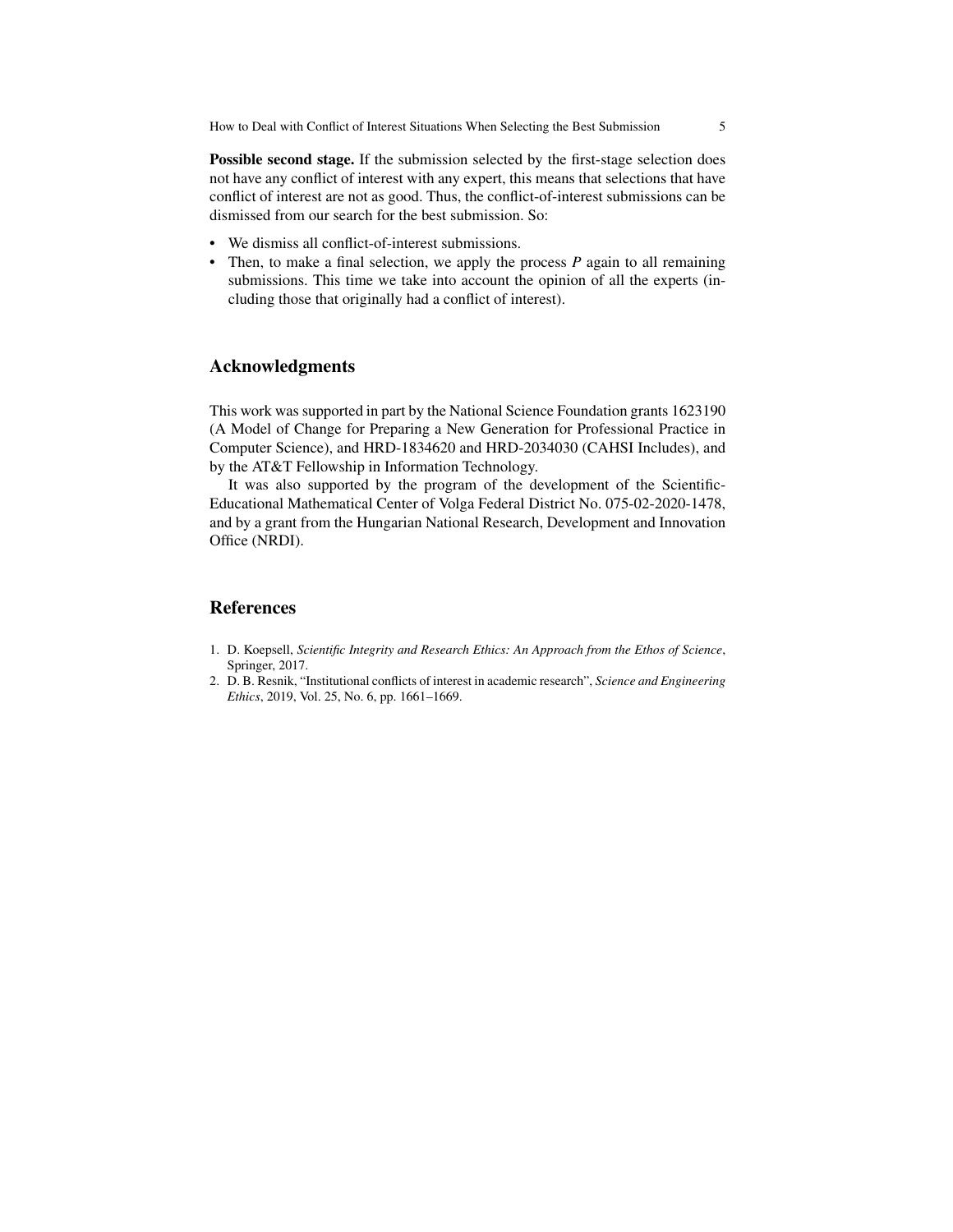**Possible second stage.** If the submission selected by the first-stage selection does not have any conflict of interest with any expert, this means that selections that have conflict of interest are not as good. Thus, the conflict-of-interest submissions can be dismissed from our search for the best submission. So:

- We dismiss all conflict-of-interest submissions.
- Then, to make a final selection, we apply the process $P$ again to all remaining submissions. This time we take into account the opinion of all the experts (including those that originally had a conflict of interest).

## Acknowledgments

This work was supported in part by the National Science Foundation grants 1623190 (A Model of Change for Preparing a New Generation for Professional Practice in Computer Science), and HRD-1834620 and HRD-2034030 (CAHSI Includes), and by the AT&T Fellowship in Information Technology.

It was also supported by the program of the development of the Scientific-Educational Mathematical Center of Volga Federal District No. 075-02-2020-1478, and by a grant from the Hungarian National Research, Development and Innovation Office (NRDI).

## References

1. D. Koepsell, *Scientific Integrity and Research Ethics: An Approach from the Ethos of Science*, Springer, 2017.
2. D. B. Resnik, "Institutional conflicts of interest in academic research", *Science and Engineering Ethics*, 2019, Vol. 25, No. 6, pp. 1661–1669.